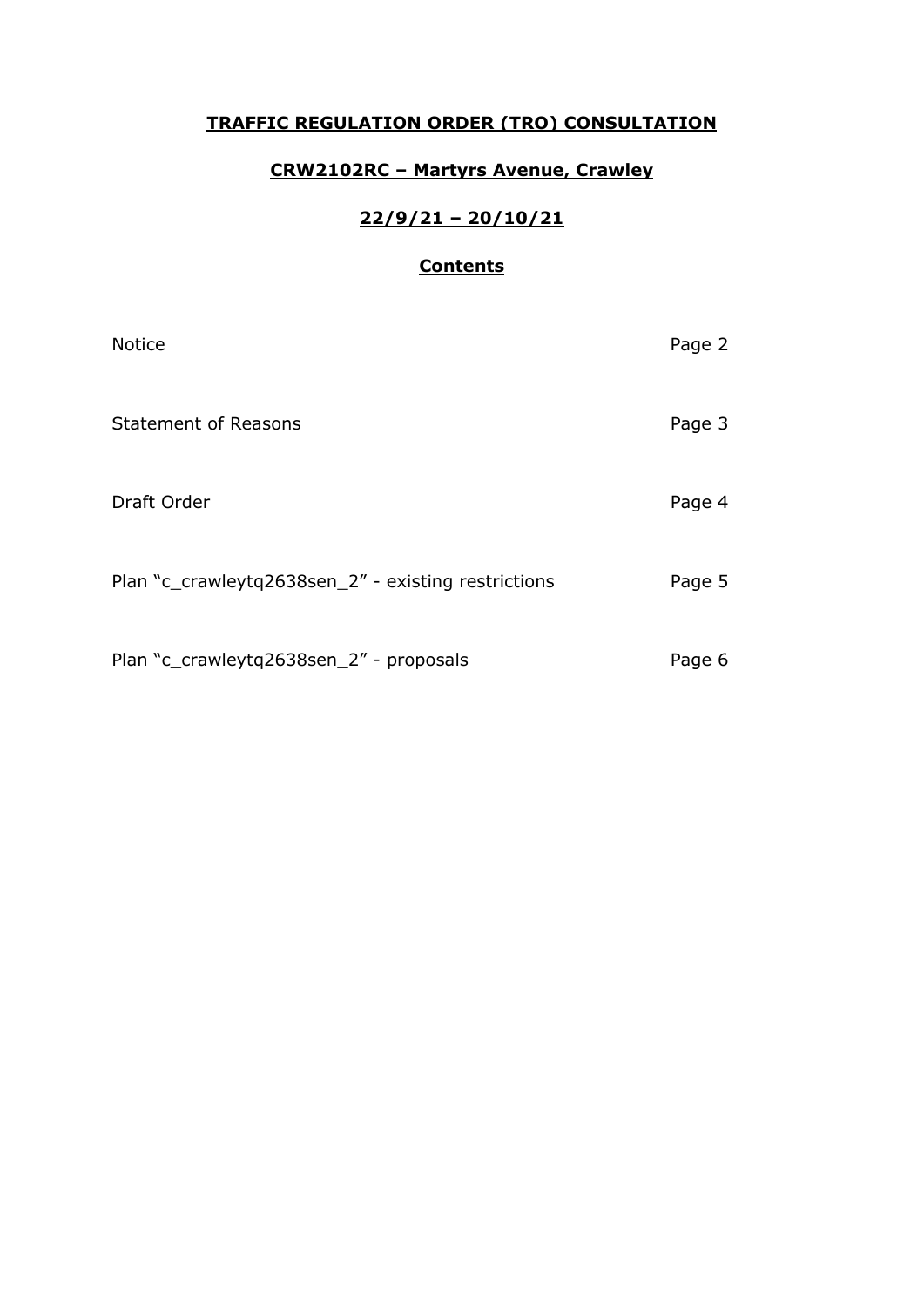# TRAFFIC REGULATION ORDER (TRO) CONSULTATION

## CRW2102RC – Martyrs Avenue, Crawley

## 22/9/21 – 20/10/21

## Contents

| | |
|---|---|
| Notice | Page 2 |
| Statement of Reasons | Page 3 |
| Draft Order | Page 4 |
| Plan "c_crawleytq2638sen_2" - existing restrictions | Page 5 |
| Plan "c_crawleytq2638sen_2" - proposals | Page 6 |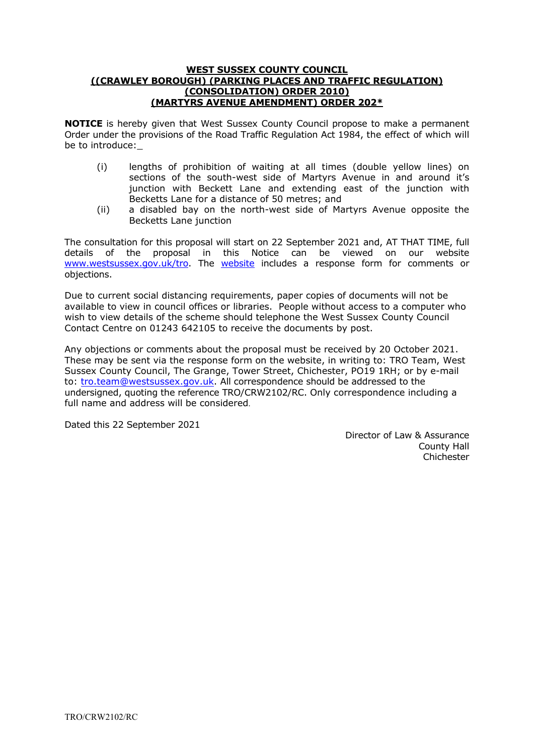**WEST SUSSEX COUNTY COUNCIL**
**((CRAWLEY BOROUGH) (PARKING PLACES AND TRAFFIC REGULATION) (CONSOLIDATION) ORDER 2010)**
**(MARTYRS AVENUE AMENDMENT) ORDER 202***

**NOTICE** is hereby given that West Sussex County Council propose to make a permanent Order under the provisions of the Road Traffic Regulation Act 1984, the effect of which will be to introduce:_

(i) lengths of prohibition of waiting at all times (double yellow lines) on sections of the south-west side of Martyrs Avenue in and around it's junction with Beckett Lane and extending east of the junction with Becketts Lane for a distance of 50 metres; and

(ii) a disabled bay on the north-west side of Martyrs Avenue opposite the Becketts Lane junction

The consultation for this proposal will start on 22 September 2021 and, AT THAT TIME, full details of the proposal in this Notice can be viewed on our website www.westsussex.gov.uk/tro. The website includes a response form for comments or objections.

Due to current social distancing requirements, paper copies of documents will not be available to view in council offices or libraries. People without access to a computer who wish to view details of the scheme should telephone the West Sussex County Council Contact Centre on 01243 642105 to receive the documents by post.

Any objections or comments about the proposal must be received by 20 October 2021. These may be sent via the response form on the website, in writing to: TRO Team, West Sussex County Council, The Grange, Tower Street, Chichester, PO19 1RH; or by e-mail to: tro.team@westsussex.gov.uk. All correspondence should be addressed to the undersigned, quoting the reference TRO/CRW2102/RC. Only correspondence including a full name and address will be considered.

Dated this 22 September 2021

Director of Law & Assurance
County Hall
Chichester

TRO/CRW2102/RC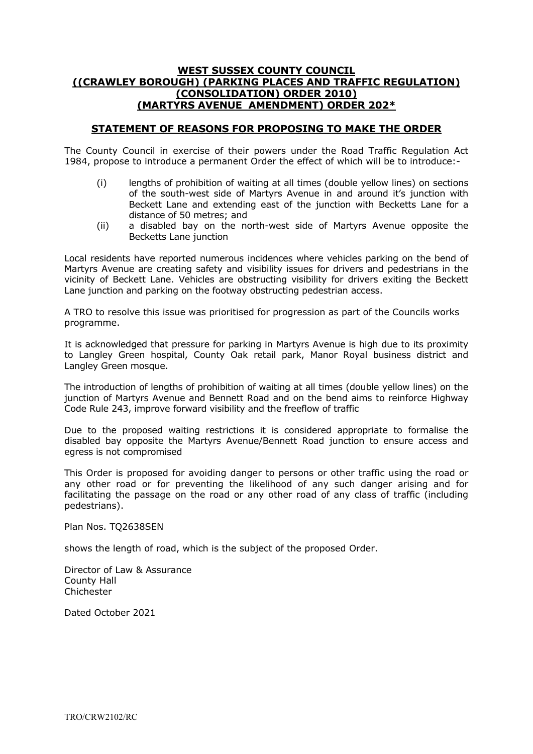# WEST SUSSEX COUNTY COUNCIL
# ((CRAWLEY BOROUGH) (PARKING PLACES AND TRAFFIC REGULATION) (CONSOLIDATION) ORDER 2010) (MARTYRS AVENUE AMENDMENT) ORDER 202*

## STATEMENT OF REASONS FOR PROPOSING TO MAKE THE ORDER

The County Council in exercise of their powers under the Road Traffic Regulation Act 1984, propose to introduce a permanent Order the effect of which will be to introduce:-

(i) lengths of prohibition of waiting at all times (double yellow lines) on sections of the south-west side of Martyrs Avenue in and around it's junction with Beckett Lane and extending east of the junction with Becketts Lane for a distance of 50 metres; and

(ii) a disabled bay on the north-west side of Martyrs Avenue opposite the Becketts Lane junction

Local residents have reported numerous incidences where vehicles parking on the bend of Martyrs Avenue are creating safety and visibility issues for drivers and pedestrians in the vicinity of Beckett Lane. Vehicles are obstructing visibility for drivers exiting the Beckett Lane junction and parking on the footway obstructing pedestrian access.

A TRO to resolve this issue was prioritised for progression as part of the Councils works programme.

It is acknowledged that pressure for parking in Martyrs Avenue is high due to its proximity to Langley Green hospital, County Oak retail park, Manor Royal business district and Langley Green mosque.

The introduction of lengths of prohibition of waiting at all times (double yellow lines) on the junction of Martyrs Avenue and Bennett Road and on the bend aims to reinforce Highway Code Rule 243, improve forward visibility and the freeflow of traffic

Due to the proposed waiting restrictions it is considered appropriate to formalise the disabled bay opposite the Martyrs Avenue/Bennett Road junction to ensure access and egress is not compromised

This Order is proposed for avoiding danger to persons or other traffic using the road or any other road or for preventing the likelihood of any such danger arising and for facilitating the passage on the road or any other road of any class of traffic (including pedestrians).

Plan Nos. TQ2638SEN

shows the length of road, which is the subject of the proposed Order.

Director of Law & Assurance
County Hall
Chichester

Dated October 2021

TRO/CRW2102/RC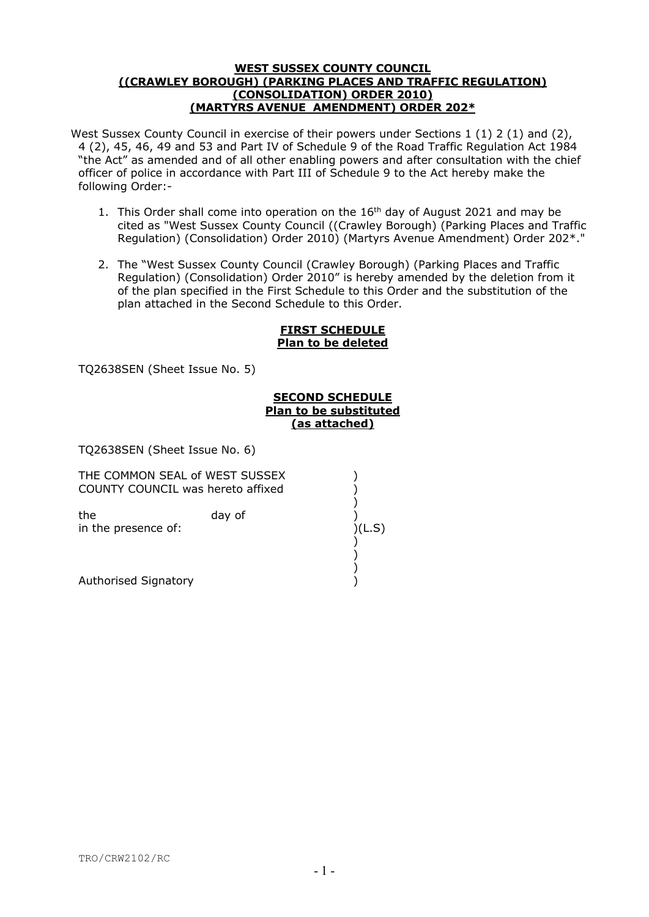**WEST SUSSEX COUNTY COUNCIL**
**((CRAWLEY BOROUGH) (PARKING PLACES AND TRAFFIC REGULATION)**
**(CONSOLIDATION) ORDER 2010)**
**(MARTYRS AVENUE AMENDMENT) ORDER 202***

West Sussex County Council in exercise of their powers under Sections 1 (1) 2 (1) and (2), 4 (2), 45, 46, 49 and 53 and Part IV of Schedule 9 of the Road Traffic Regulation Act 1984 "the Act" as amended and of all other enabling powers and after consultation with the chief officer of police in accordance with Part III of Schedule 9 to the Act hereby make the following Order:-

1. This Order shall come into operation on the 16th day of August 2021 and may be cited as "West Sussex County Council ((Crawley Borough) (Parking Places and Traffic Regulation) (Consolidation) Order 2010) (Martyrs Avenue Amendment) Order 202*."

2. The "West Sussex County Council (Crawley Borough) (Parking Places and Traffic Regulation) (Consolidation) Order 2010" is hereby amended by the deletion from it of the plan specified in the First Schedule to this Order and the substitution of the plan attached in the Second Schedule to this Order.

**FIRST SCHEDULE**
**Plan to be deleted**

TQ2638SEN (Sheet Issue No. 5)

**SECOND SCHEDULE**
**Plan to be substituted**
**(as attached)**

TQ2638SEN (Sheet Issue No. 6)

THE COMMON SEAL of WEST SUSSEX )
COUNTY COUNCIL was hereto affixed )
)
the day of )
in the presence of: )(L.S)
)
)
)
Authorised Signatory )

TRO/CRW2102/RC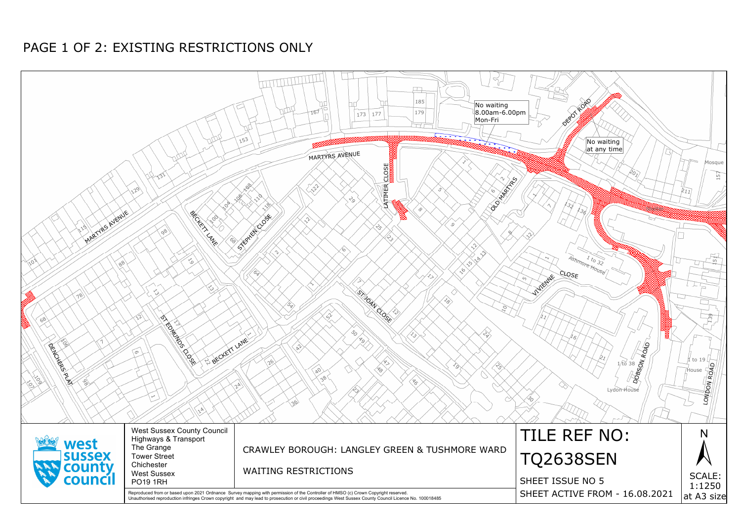# PAGE 1 OF 2: EXISTING RESTRICTIONS ONLY

No waiting 8.00am-6.00pm Mon-Fri

No waiting at any time

MARTYRS AVENUE, LATIMER CLOSE, DEPOT ROAD, OLD MARTYRS, BECKETT LANE, STEPHEN CLOSE, ST JOAN CLOSE, VIVIENNE CLOSE, ST EDMUNDS CLOSE, DENCHERS PLAT, DOBSON ROAD, LONDON ROAD, Ashmore House, Lydon House, Mosque

West Sussex County Council
Highways & Transport
The Grange
Tower Street
Chichester
West Sussex
PO19 1RH

CRAWLEY BOROUGH: LANGLEY GREEN & TUSHMORE WARD

WAITING RESTRICTIONS

TILE REF NO: TQ2638SEN

SHEET ISSUE NO 5

SHEET ACTIVE FROM - 16.08.2021

N

SCALE: 1:1250 at A3 size

Reproduced from or based upon 2021 Ordnance Survey mapping with permission of the Controller of HMSO (c) Crown Copyright reserved.
Unauthorised reproduction infringes Crown copyright and may lead to prosecution or civil proceedings West Sussex County Council Licence No. 100018485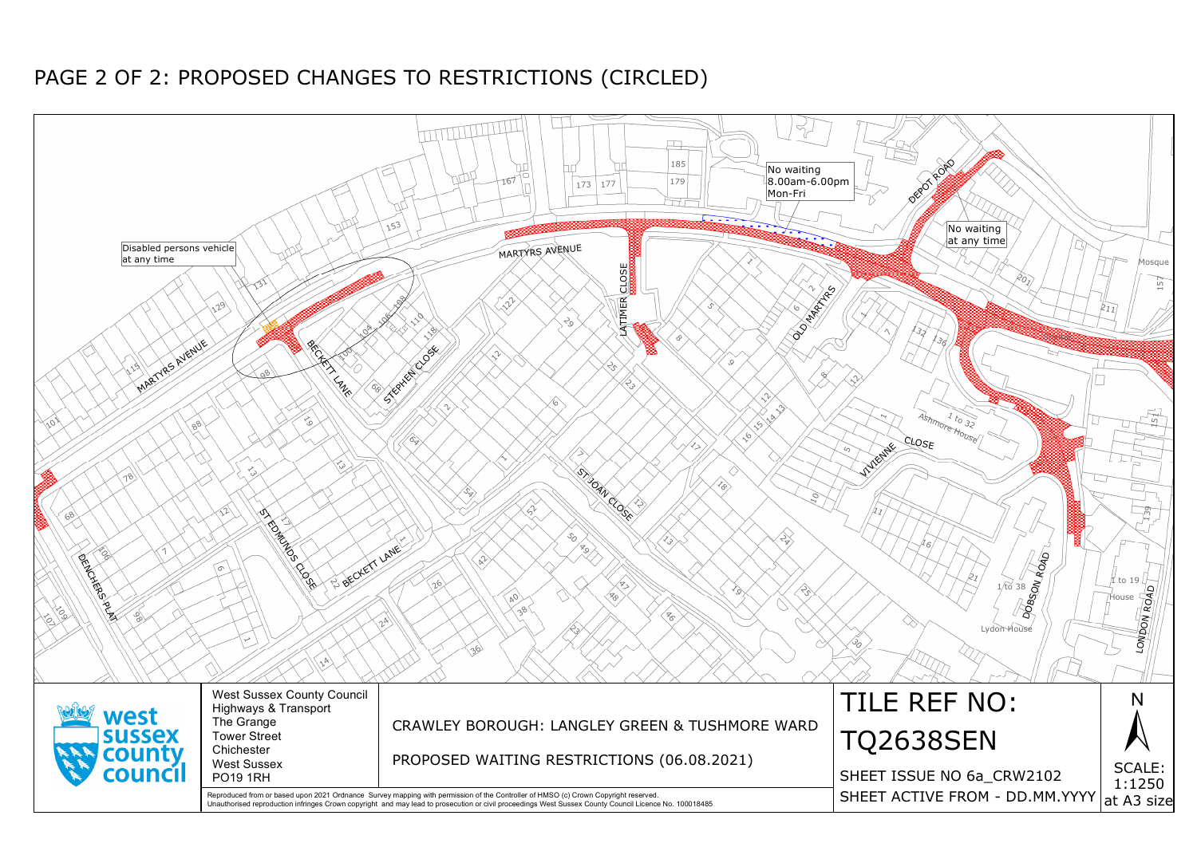# PAGE 2 OF 2: PROPOSED CHANGES TO RESTRICTIONS (CIRCLED)

Disabled persons vehicle at any time

No waiting 8.00am-6.00pm Mon-Fri

No waiting at any time

MARTYRS AVENUE

LATIMER CLOSE

OLD MARTYRS

DEPOT ROAD

BECKETT LANE

STEPHEN CLOSE

ST JOAN CLOSE

VIVIENNE CLOSE

Ashmore House

ST EDMUNDS CLOSE

DENCHERS PLAT

DOBSON ROAD

Lydon House

LONDON ROAD

Mosque

West Sussex County Council
Highways & Transport
The Grange
Tower Street
Chichester
West Sussex
PO19 1RH

CRAWLEY BOROUGH: LANGLEY GREEN & TUSHMORE WARD

PROPOSED WAITING RESTRICTIONS (06.08.2021)

TILE REF NO: TQ2638SEN

SHEET ISSUE NO 6a_CRW2102

SHEET ACTIVE FROM - DD.MM.YYYY

N

SCALE: 1:1250 at A3 size

Reproduced from or based upon 2021 Ordnance Survey mapping with permission of the Controller of HMSO (c) Crown Copyright reserved.
Unauthorised reproduction infringes Crown copyright and may lead to prosecution or civil proceedings West Sussex County Council Licence No. 100018485